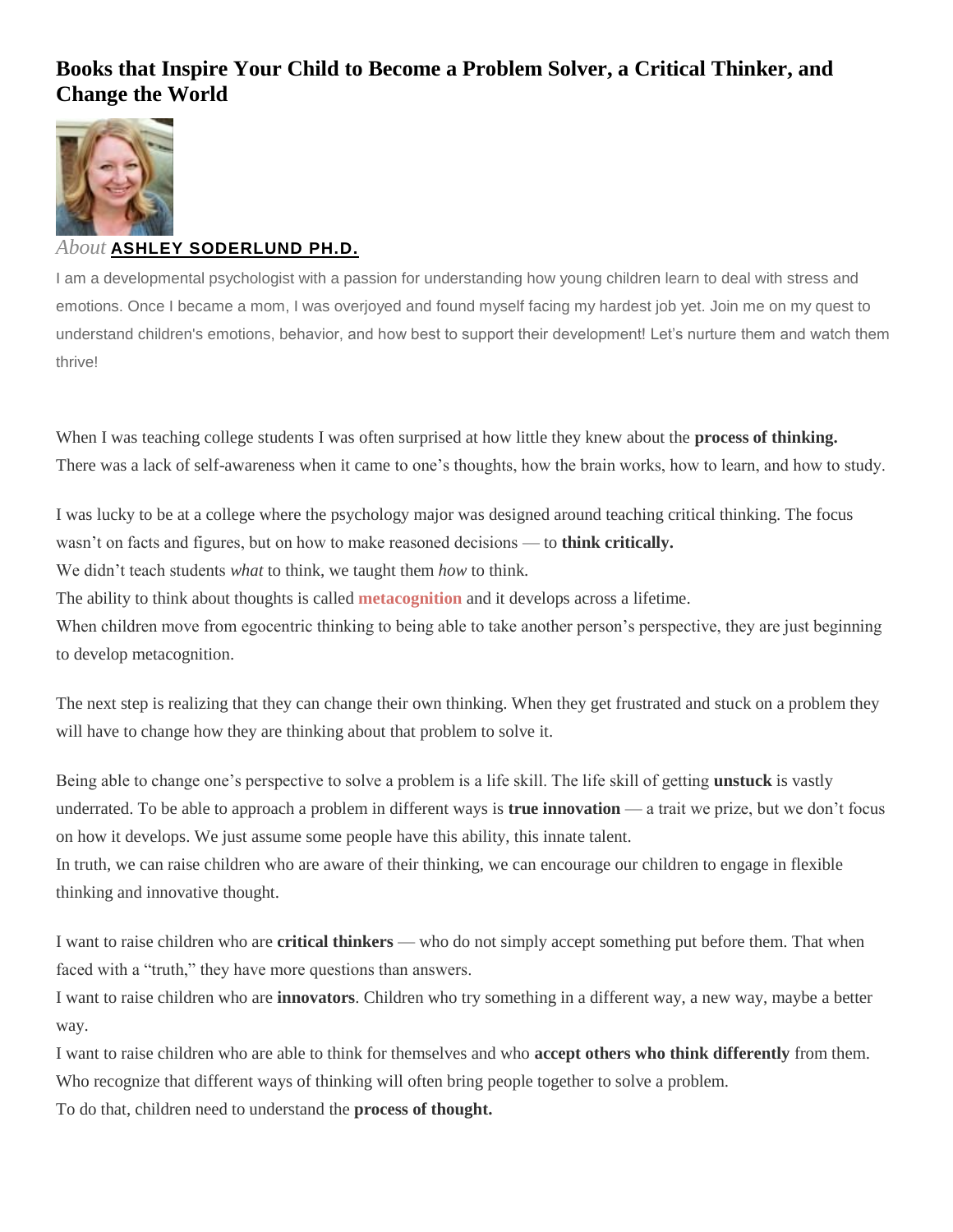# Books that Inspire Your Child to Become a Problem Solver, a Critical Thinker, and Change the World

*About* **ASHLEY SODERLUND PH.D.**

I am a developmental psychologist with a passion for understanding how young children learn to deal with stress and emotions. Once I became a mom, I was overjoyed and found myself facing my hardest job yet. Join me on my quest to understand children's emotions, behavior, and how best to support their development! Let's nurture them and watch them thrive!

When I was teaching college students I was often surprised at how little they knew about the **process of thinking.** There was a lack of self-awareness when it came to one's thoughts, how the brain works, how to learn, and how to study.

I was lucky to be at a college where the psychology major was designed around teaching critical thinking. The focus wasn't on facts and figures, but on how to make reasoned decisions — to **think critically.**

We didn't teach students *what* to think, we taught them *how* to think.

The ability to think about thoughts is called **metacognition** and it develops across a lifetime.

When children move from egocentric thinking to being able to take another person's perspective, they are just beginning to develop metacognition.

The next step is realizing that they can change their own thinking. When they get frustrated and stuck on a problem they will have to change how they are thinking about that problem to solve it.

Being able to change one's perspective to solve a problem is a life skill. The life skill of getting **unstuck** is vastly underrated. To be able to approach a problem in different ways is **true innovation** — a trait we prize, but we don't focus on how it develops. We just assume some people have this ability, this innate talent.

In truth, we can raise children who are aware of their thinking, we can encourage our children to engage in flexible thinking and innovative thought.

I want to raise children who are **critical thinkers** — who do not simply accept something put before them. That when faced with a "truth," they have more questions than answers.

I want to raise children who are **innovators**. Children who try something in a different way, a new way, maybe a better way.

I want to raise children who are able to think for themselves and who **accept others who think differently** from them. Who recognize that different ways of thinking will often bring people together to solve a problem.

To do that, children need to understand the **process of thought.**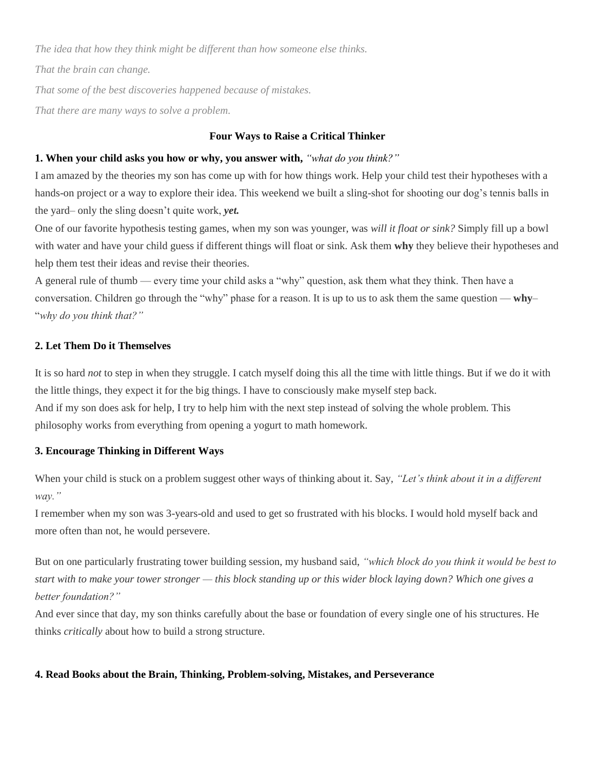*The idea that how they think might be different than how someone else thinks.*

*That the brain can change.*

*That some of the best discoveries happened because of mistakes.*

*That there are many ways to solve a problem.*

## Four Ways to Raise a Critical Thinker

### 1. When your child asks you how or why, you answer with, *"what do you think?"*

I am amazed by the theories my son has come up with for how things work. Help your child test their hypotheses with a hands-on project or a way to explore their idea. This weekend we built a sling-shot for shooting our dog's tennis balls in the yard– only the sling doesn't quite work, ***yet.***

One of our favorite hypothesis testing games, when my son was younger, was *will it float or sink?* Simply fill up a bowl with water and have your child guess if different things will float or sink. Ask them **why** they believe their hypotheses and help them test their ideas and revise their theories.

A general rule of thumb — every time your child asks a "why" question, ask them what they think. Then have a conversation. Children go through the "why" phase for a reason. It is up to us to ask them the same question — **why**– "*why do you think that?"*

### 2. Let Them Do it Themselves

It is so hard *not* to step in when they struggle. I catch myself doing this all the time with little things. But if we do it with the little things, they expect it for the big things. I have to consciously make myself step back.

And if my son does ask for help, I try to help him with the next step instead of solving the whole problem. This philosophy works from everything from opening a yogurt to math homework.

### 3. Encourage Thinking in Different Ways

When your child is stuck on a problem suggest other ways of thinking about it. Say, *"Let's think about it in a different way."*

I remember when my son was 3-years-old and used to get so frustrated with his blocks. I would hold myself back and more often than not, he would persevere.

But on one particularly frustrating tower building session, my husband said, *"which block do you think it would be best to start with to make your tower stronger — this block standing up or this wider block laying down? Which one gives a better foundation?"*

And ever since that day, my son thinks carefully about the base or foundation of every single one of his structures. He thinks *critically* about how to build a strong structure.

### 4. Read Books about the Brain, Thinking, Problem-solving, Mistakes, and Perseverance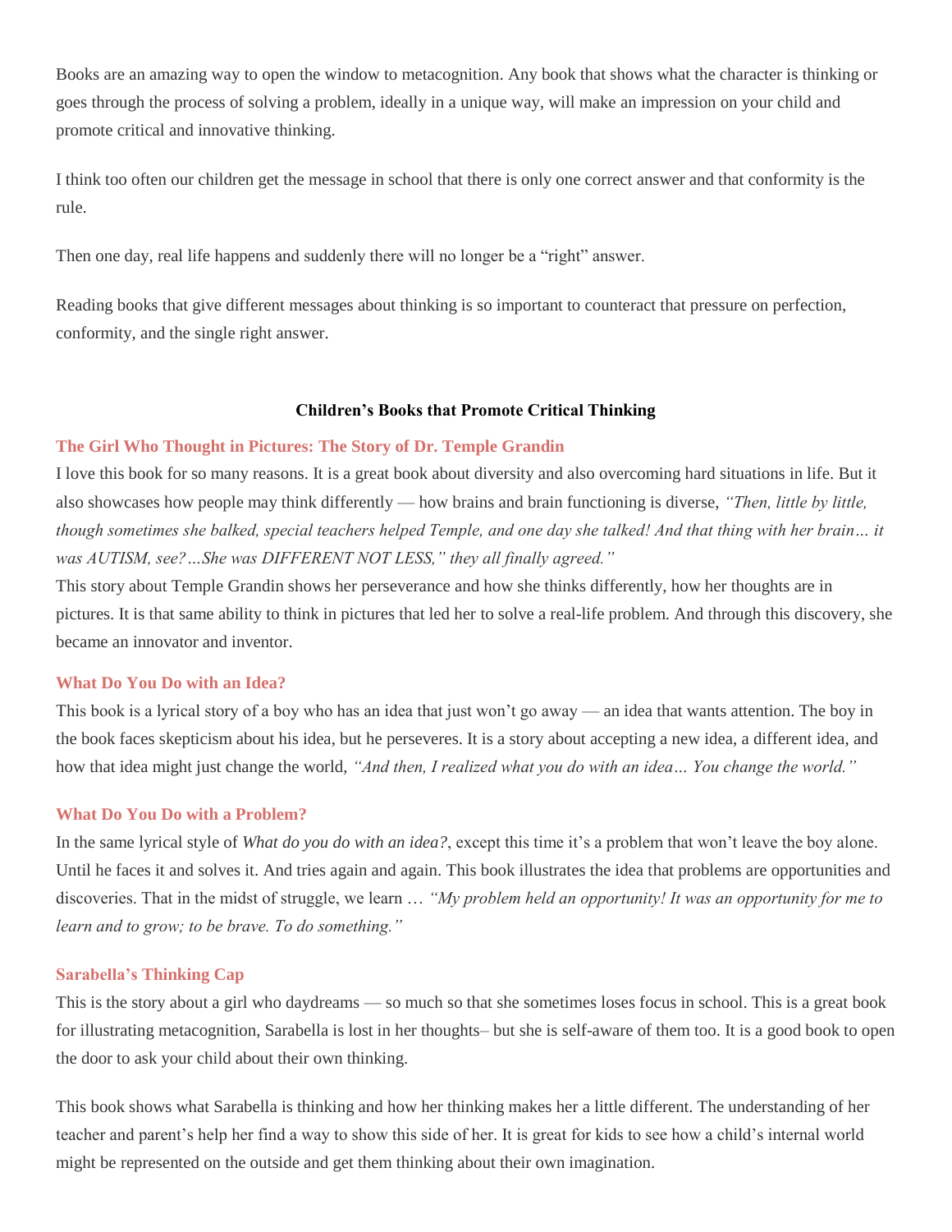Books are an amazing way to open the window to metacognition. Any book that shows what the character is thinking or goes through the process of solving a problem, ideally in a unique way, will make an impression on your child and promote critical and innovative thinking.

I think too often our children get the message in school that there is only one correct answer and that conformity is the rule.

Then one day, real life happens and suddenly there will no longer be a "right" answer.

Reading books that give different messages about thinking is so important to counteract that pressure on perfection, conformity, and the single right answer.

## Children's Books that Promote Critical Thinking

### The Girl Who Thought in Pictures: The Story of Dr. Temple Grandin

I love this book for so many reasons. It is a great book about diversity and also overcoming hard situations in life. But it also showcases how people may think differently — how brains and brain functioning is diverse, *"Then, little by little, though sometimes she balked, special teachers helped Temple, and one day she talked! And that thing with her brain… it was AUTISM, see?…She was DIFFERENT NOT LESS," they all finally agreed."*

This story about Temple Grandin shows her perseverance and how she thinks differently, how her thoughts are in pictures. It is that same ability to think in pictures that led her to solve a real-life problem. And through this discovery, she became an innovator and inventor.

### What Do You Do with an Idea?

This book is a lyrical story of a boy who has an idea that just won't go away — an idea that wants attention. The boy in the book faces skepticism about his idea, but he perseveres. It is a story about accepting a new idea, a different idea, and how that idea might just change the world, *"And then, I realized what you do with an idea… You change the world."*

### What Do You Do with a Problem?

In the same lyrical style of *What do you do with an idea?*, except this time it's a problem that won't leave the boy alone. Until he faces it and solves it. And tries again and again. This book illustrates the idea that problems are opportunities and discoveries. That in the midst of struggle, we learn … *"My problem held an opportunity! It was an opportunity for me to learn and to grow; to be brave. To do something."*

### Sarabella's Thinking Cap

This is the story about a girl who daydreams — so much so that she sometimes loses focus in school. This is a great book for illustrating metacognition, Sarabella is lost in her thoughts– but she is self-aware of them too. It is a good book to open the door to ask your child about their own thinking.

This book shows what Sarabella is thinking and how her thinking makes her a little different. The understanding of her teacher and parent's help her find a way to show this side of her. It is great for kids to see how a child's internal world might be represented on the outside and get them thinking about their own imagination.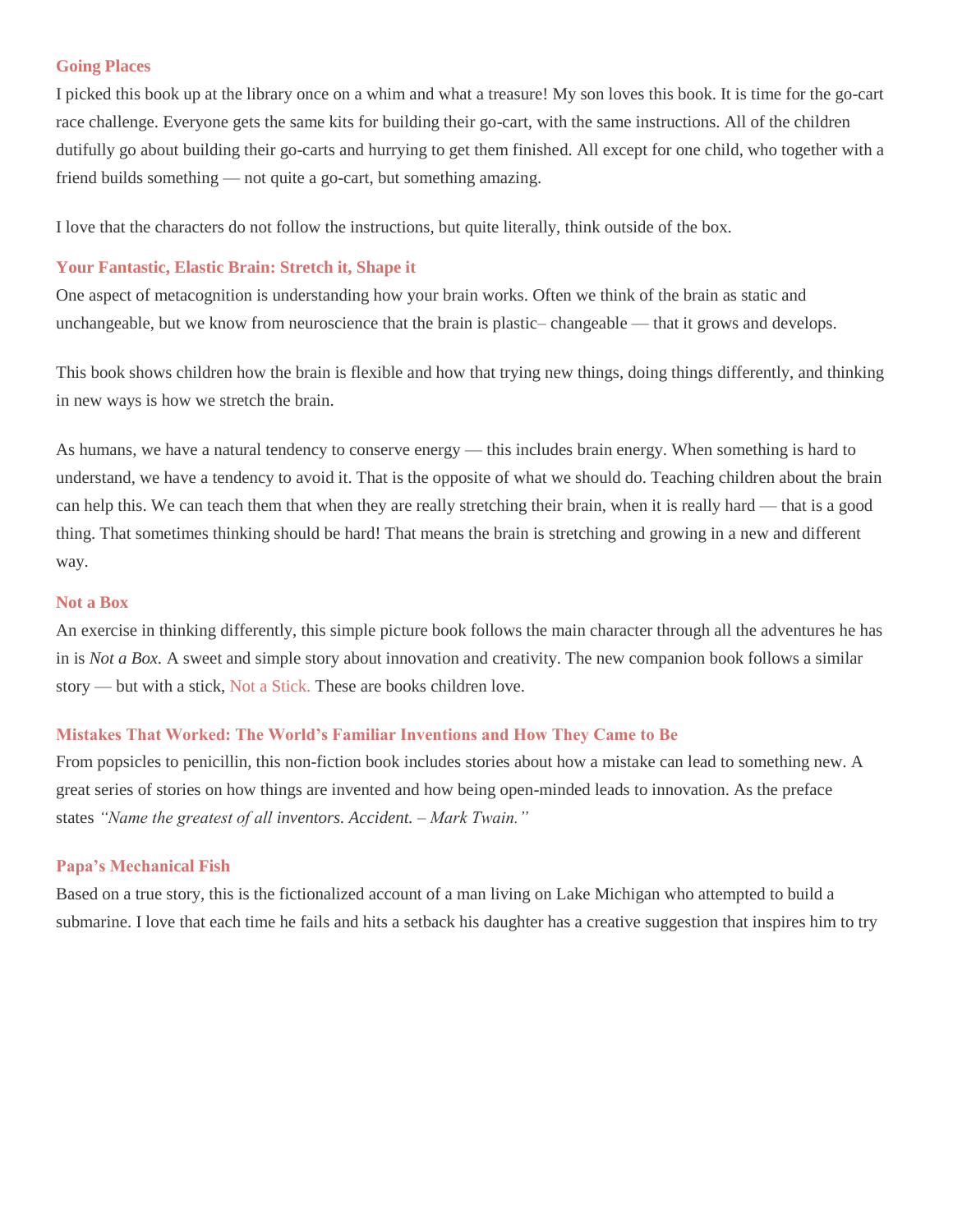### Going Places

I picked this book up at the library once on a whim and what a treasure! My son loves this book. It is time for the go-cart race challenge. Everyone gets the same kits for building their go-cart, with the same instructions. All of the children dutifully go about building their go-carts and hurrying to get them finished. All except for one child, who together with a friend builds something — not quite a go-cart, but something amazing.

I love that the characters do not follow the instructions, but quite literally, think outside of the box.

### Your Fantastic, Elastic Brain: Stretch it, Shape it

One aspect of metacognition is understanding how your brain works. Often we think of the brain as static and unchangeable, but we know from neuroscience that the brain is plastic– changeable — that it grows and develops.

This book shows children how the brain is flexible and how that trying new things, doing things differently, and thinking in new ways is how we stretch the brain.

As humans, we have a natural tendency to conserve energy — this includes brain energy. When something is hard to understand, we have a tendency to avoid it. That is the opposite of what we should do. Teaching children about the brain can help this. We can teach them that when they are really stretching their brain, when it is really hard — that is a good thing. That sometimes thinking should be hard! That means the brain is stretching and growing in a new and different way.

### Not a Box

An exercise in thinking differently, this simple picture book follows the main character through all the adventures he has in is *Not a Box.* A sweet and simple story about innovation and creativity. The new companion book follows a similar story — but with a stick, Not a Stick. These are books children love.

### Mistakes That Worked: The World's Familiar Inventions and How They Came to Be

From popsicles to penicillin, this non-fiction book includes stories about how a mistake can lead to something new. A great series of stories on how things are invented and how being open-minded leads to innovation. As the preface states *"Name the greatest of all inventors. Accident. – Mark Twain."*

### Papa's Mechanical Fish

Based on a true story, this is the fictionalized account of a man living on Lake Michigan who attempted to build a submarine. I love that each time he fails and hits a setback his daughter has a creative suggestion that inspires him to try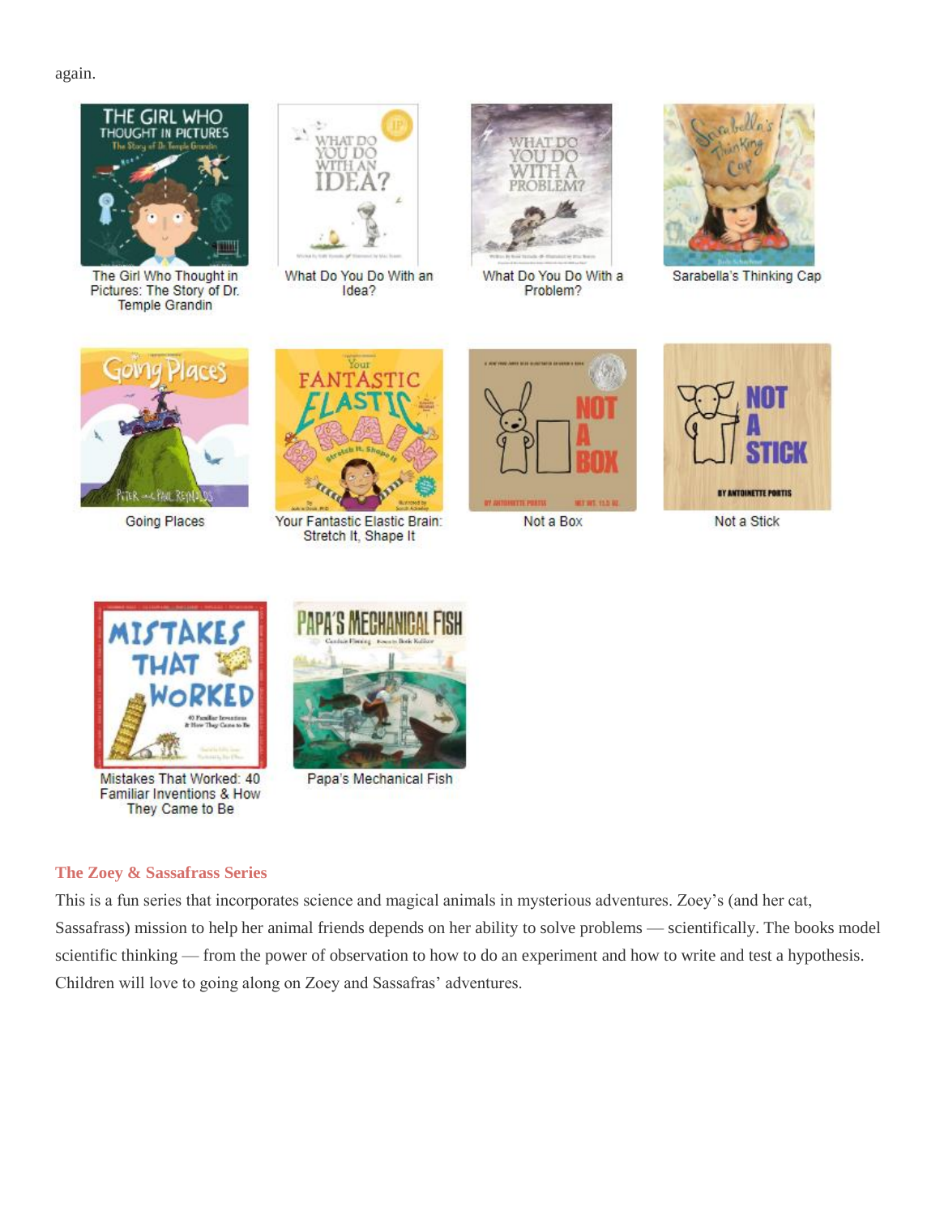again.

The Girl Who Thought in Pictures: The Story of Dr. Temple Grandin

What Do You Do With an Idea?

What Do You Do With a Problem?

Sarabella's Thinking Cap

Going Places

Your Fantastic Elastic Brain: Stretch It, Shape It

Not a Box

Not a Stick

Mistakes That Worked: 40 Familiar Inventions & How They Came to Be

Papa's Mechanical Fish

### The Zoey & Sassafrass Series

This is a fun series that incorporates science and magical animals in mysterious adventures. Zoey's (and her cat, Sassafrass) mission to help her animal friends depends on her ability to solve problems — scientifically. The books model scientific thinking — from the power of observation to how to do an experiment and how to write and test a hypothesis. Children will love to going along on Zoey and Sassafras' adventures.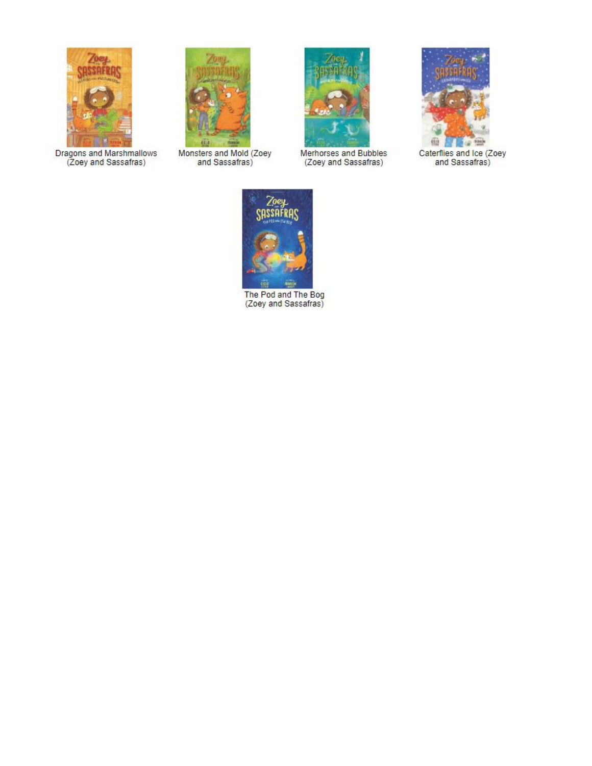Dragons and Marshmallows (Zoey and Sassafras)

Monsters and Mold (Zoey and Sassafras)

Merhorses and Bubbles (Zoey and Sassafras)

Caterflies and Ice (Zoey and Sassafras)

The Pod and The Bog (Zoey and Sassafras)